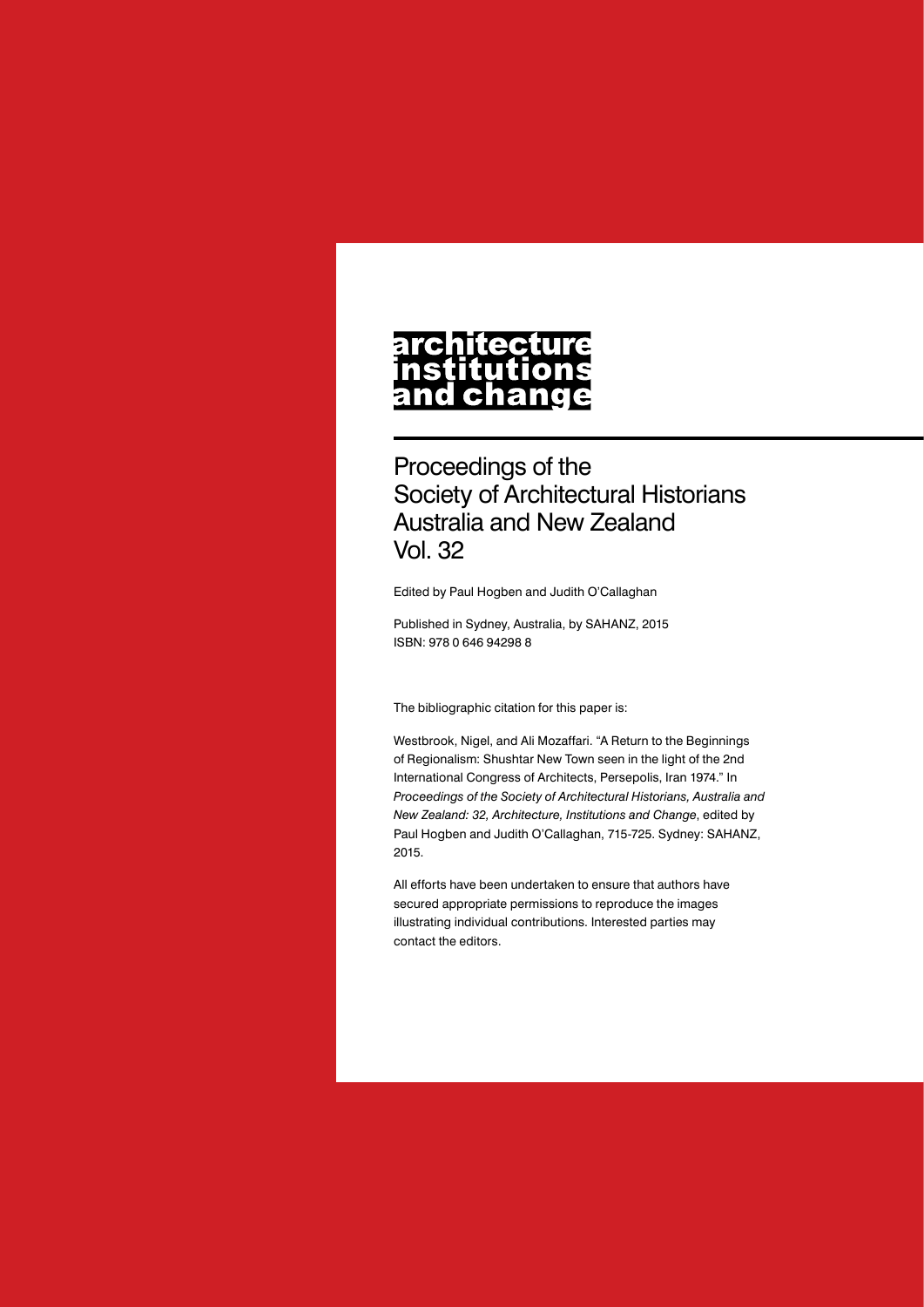# architecture institutions and change

Proceedings of the
Society of Architectural Historians
Australia and New Zealand
Vol. 32

Edited by Paul Hogben and Judith O'Callaghan

Published in Sydney, Australia, by SAHANZ, 2015
ISBN: 978 0 646 94298 8

The bibliographic citation for this paper is:

Westbrook, Nigel, and Ali Mozaffari. "A Return to the Beginnings of Regionalism: Shushtar New Town seen in the light of the 2nd International Congress of Architects, Persepolis, Iran 1974." In *Proceedings of the Society of Architectural Historians, Australia and New Zealand: 32, Architecture, Institutions and Change*, edited by Paul Hogben and Judith O'Callaghan, 715-725. Sydney: SAHANZ, 2015.

All efforts have been undertaken to ensure that authors have secured appropriate permissions to reproduce the images illustrating individual contributions. Interested parties may contact the editors.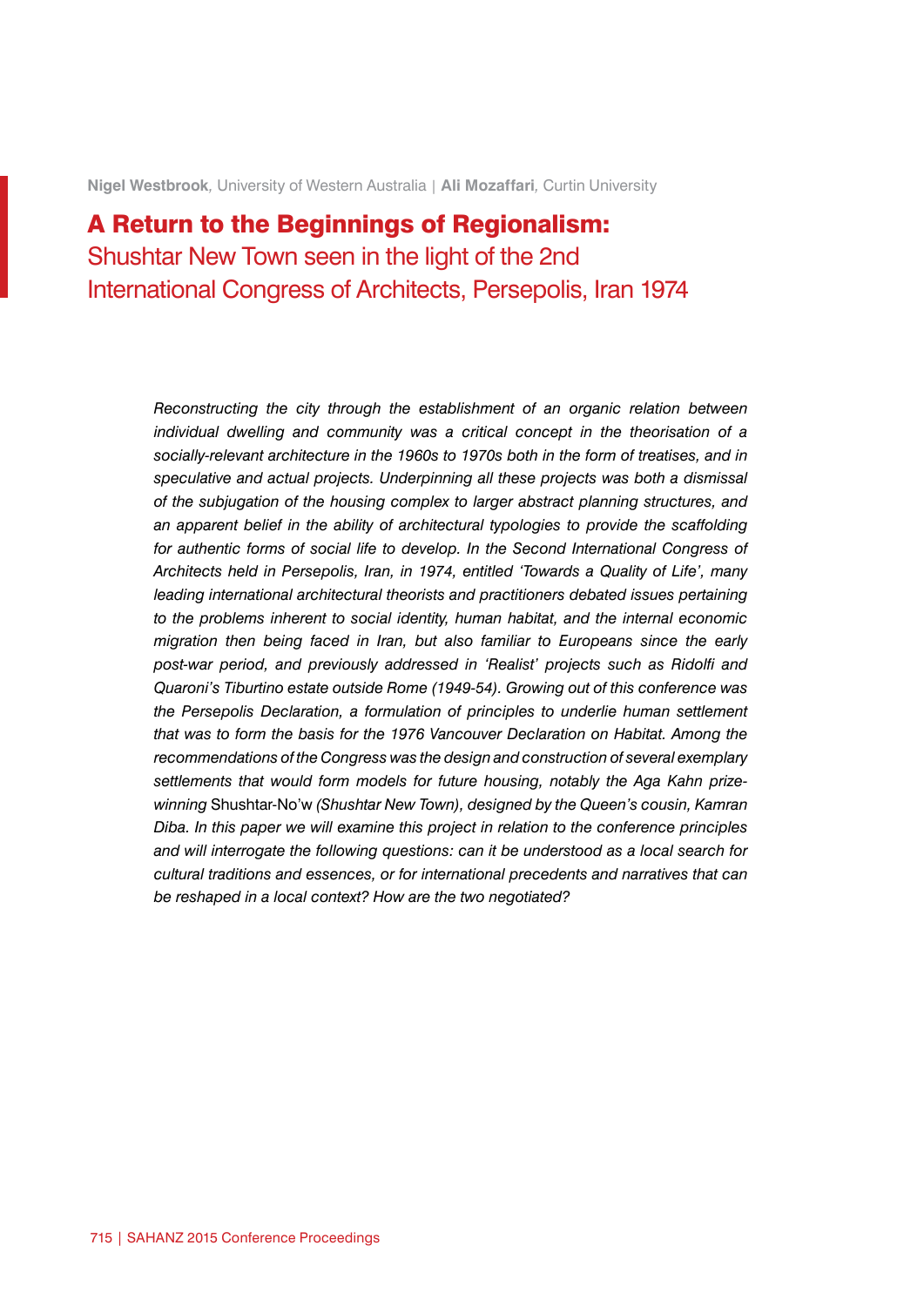**Nigel Westbrook**, University of Western Australia | **Ali Mozaffari**, Curtin University

# A Return to the Beginnings of Regionalism:

## Shushtar New Town seen in the light of the 2nd International Congress of Architects, Persepolis, Iran 1974

*Reconstructing the city through the establishment of an organic relation between individual dwelling and community was a critical concept in the theorisation of a socially-relevant architecture in the 1960s to 1970s both in the form of treatises, and in speculative and actual projects. Underpinning all these projects was both a dismissal of the subjugation of the housing complex to larger abstract planning structures, and an apparent belief in the ability of architectural typologies to provide the scaffolding for authentic forms of social life to develop. In the Second International Congress of Architects held in Persepolis, Iran, in 1974, entitled 'Towards a Quality of Life', many leading international architectural theorists and practitioners debated issues pertaining to the problems inherent to social identity, human habitat, and the internal economic migration then being faced in Iran, but also familiar to Europeans since the early post-war period, and previously addressed in 'Realist' projects such as Ridolfi and Quaroni's Tiburtino estate outside Rome (1949-54). Growing out of this conference was the Persepolis Declaration, a formulation of principles to underlie human settlement that was to form the basis for the 1976 Vancouver Declaration on Habitat. Among the recommendations of the Congress was the design and construction of several exemplary settlements that would form models for future housing, notably the Aga Kahn prize-winning* Shushtar-No'w *(Shushtar New Town), designed by the Queen's cousin, Kamran Diba. In this paper we will examine this project in relation to the conference principles and will interrogate the following questions: can it be understood as a local search for cultural traditions and essences, or for international precedents and narratives that can be reshaped in a local context? How are the two negotiated?*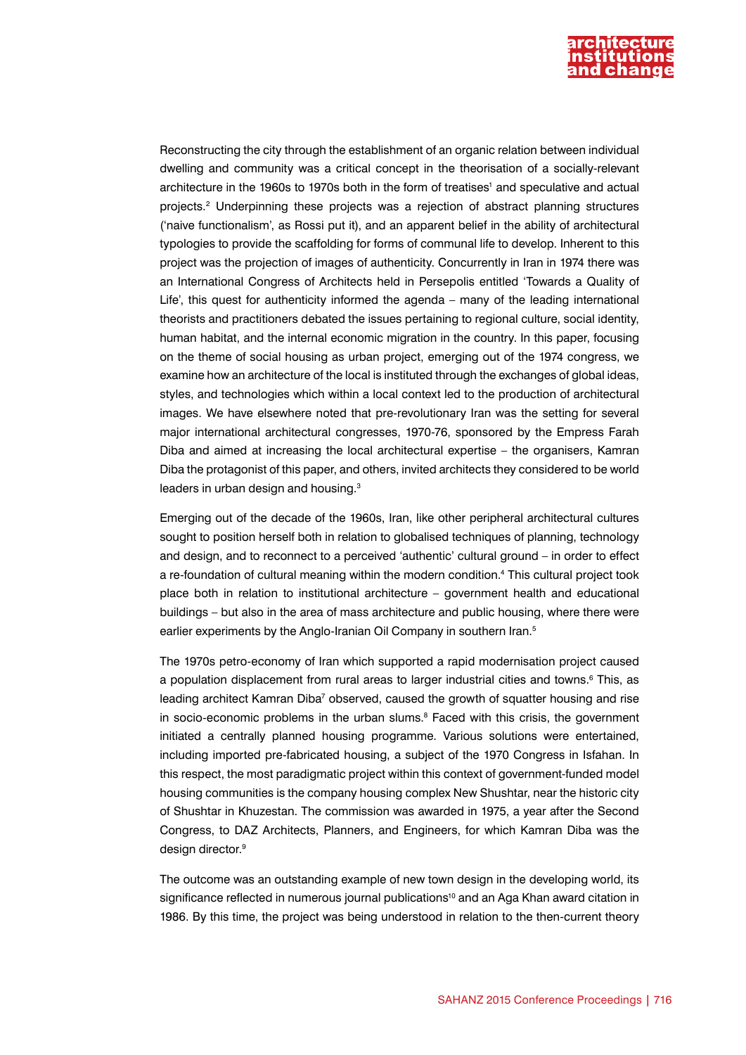Reconstructing the city through the establishment of an organic relation between individual dwelling and community was a critical concept in the theorisation of a socially-relevant architecture in the 1960s to 1970s both in the form of treatises[1] and speculative and actual projects.[2] Underpinning these projects was a rejection of abstract planning structures ('naive functionalism', as Rossi put it), and an apparent belief in the ability of architectural typologies to provide the scaffolding for forms of communal life to develop. Inherent to this project was the projection of images of authenticity. Concurrently in Iran in 1974 there was an International Congress of Architects held in Persepolis entitled 'Towards a Quality of Life', this quest for authenticity informed the agenda – many of the leading international theorists and practitioners debated the issues pertaining to regional culture, social identity, human habitat, and the internal economic migration in the country. In this paper, focusing on the theme of social housing as urban project, emerging out of the 1974 congress, we examine how an architecture of the local is instituted through the exchanges of global ideas, styles, and technologies which within a local context led to the production of architectural images. We have elsewhere noted that pre-revolutionary Iran was the setting for several major international architectural congresses, 1970-76, sponsored by the Empress Farah Diba and aimed at increasing the local architectural expertise – the organisers, Kamran Diba the protagonist of this paper, and others, invited architects they considered to be world leaders in urban design and housing.[3]

Emerging out of the decade of the 1960s, Iran, like other peripheral architectural cultures sought to position herself both in relation to globalised techniques of planning, technology and design, and to reconnect to a perceived 'authentic' cultural ground – in order to effect a re-foundation of cultural meaning within the modern condition.[4] This cultural project took place both in relation to institutional architecture – government health and educational buildings – but also in the area of mass architecture and public housing, where there were earlier experiments by the Anglo-Iranian Oil Company in southern Iran.[5]

The 1970s petro-economy of Iran which supported a rapid modernisation project caused a population displacement from rural areas to larger industrial cities and towns.[6] This, as leading architect Kamran Diba[7] observed, caused the growth of squatter housing and rise in socio-economic problems in the urban slums.[8] Faced with this crisis, the government initiated a centrally planned housing programme. Various solutions were entertained, including imported pre-fabricated housing, a subject of the 1970 Congress in Isfahan. In this respect, the most paradigmatic project within this context of government-funded model housing communities is the company housing complex New Shushtar, near the historic city of Shushtar in Khuzestan. The commission was awarded in 1975, a year after the Second Congress, to DAZ Architects, Planners, and Engineers, for which Kamran Diba was the design director.[9]

The outcome was an outstanding example of new town design in the developing world, its significance reflected in numerous journal publications[10] and an Aga Khan award citation in 1986. By this time, the project was being understood in relation to the then-current theory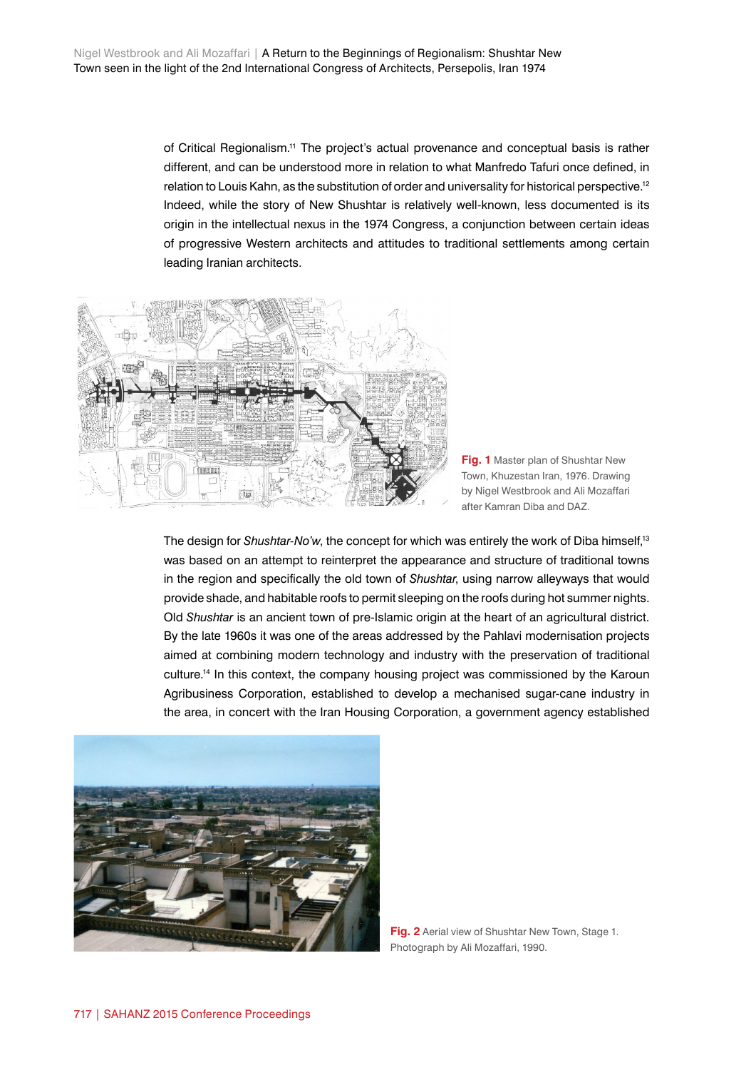of Critical Regionalism.[11] The project's actual provenance and conceptual basis is rather different, and can be understood more in relation to what Manfredo Tafuri once defined, in relation to Louis Kahn, as the substitution of order and universality for historical perspective.[12] Indeed, while the story of New Shushtar is relatively well-known, less documented is its origin in the intellectual nexus in the 1974 Congress, a conjunction between certain ideas of progressive Western architects and attitudes to traditional settlements among certain leading Iranian architects.

**Fig. 1** Master plan of Shushtar New Town, Khuzestan Iran, 1976. Drawing by Nigel Westbrook and Ali Mozaffari after Kamran Diba and DAZ.

The design for *Shushtar-No'w*, the concept for which was entirely the work of Diba himself,[13] was based on an attempt to reinterpret the appearance and structure of traditional towns in the region and specifically the old town of *Shushtar*, using narrow alleyways that would provide shade, and habitable roofs to permit sleeping on the roofs during hot summer nights. Old *Shushtar* is an ancient town of pre-Islamic origin at the heart of an agricultural district. By the late 1960s it was one of the areas addressed by the Pahlavi modernisation projects aimed at combining modern technology and industry with the preservation of traditional culture.[14] In this context, the company housing project was commissioned by the Karoun Agribusiness Corporation, established to develop a mechanised sugar-cane industry in the area, in concert with the Iran Housing Corporation, a government agency established

**Fig. 2** Aerial view of Shushtar New Town, Stage 1. Photograph by Ali Mozaffari, 1990.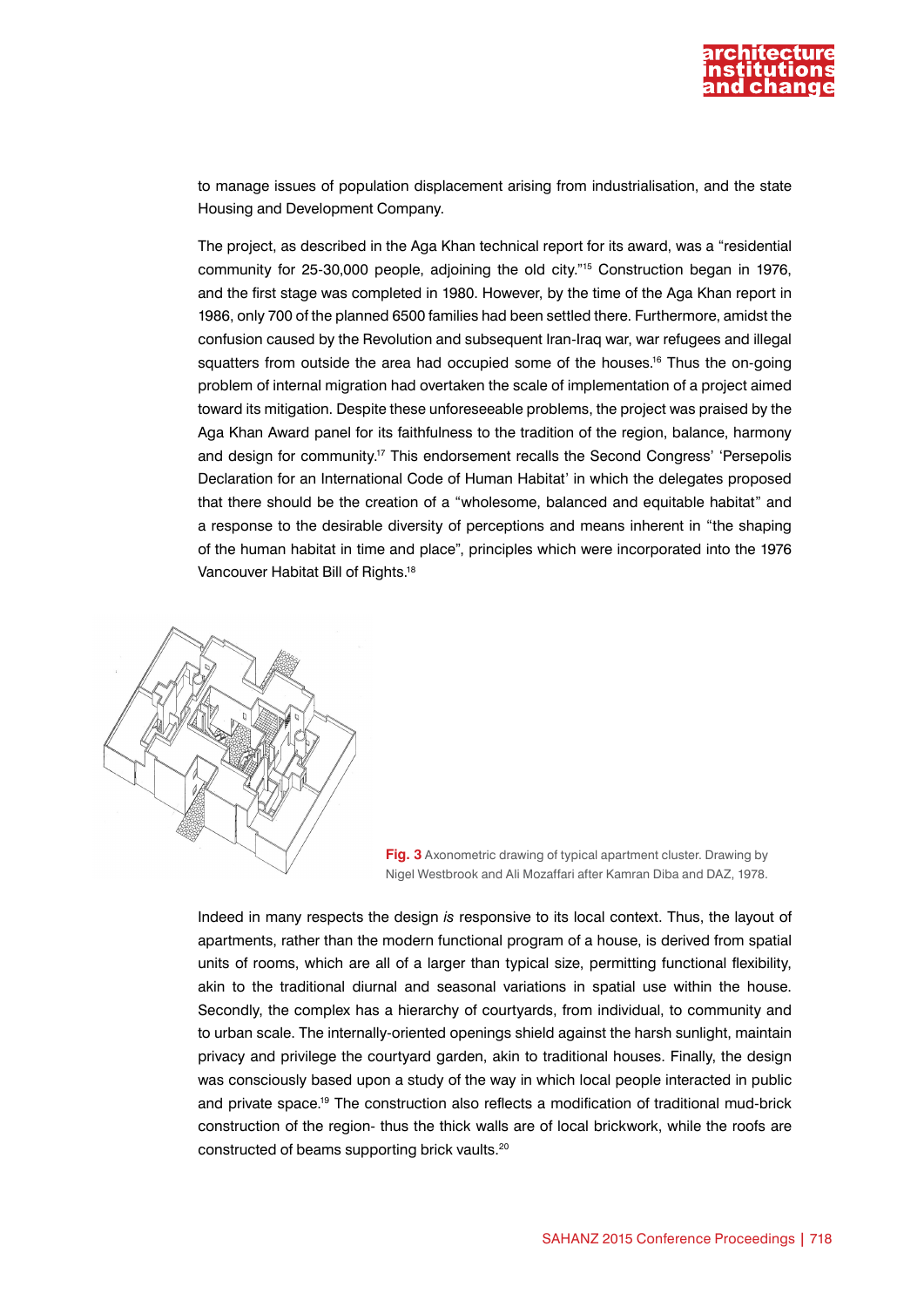to manage issues of population displacement arising from industrialisation, and the state Housing and Development Company.

The project, as described in the Aga Khan technical report for its award, was a "residential community for 25-30,000 people, adjoining the old city."[15] Construction began in 1976, and the first stage was completed in 1980. However, by the time of the Aga Khan report in 1986, only 700 of the planned 6500 families had been settled there. Furthermore, amidst the confusion caused by the Revolution and subsequent Iran-Iraq war, war refugees and illegal squatters from outside the area had occupied some of the houses.[16] Thus the on-going problem of internal migration had overtaken the scale of implementation of a project aimed toward its mitigation. Despite these unforeseeable problems, the project was praised by the Aga Khan Award panel for its faithfulness to the tradition of the region, balance, harmony and design for community.[17] This endorsement recalls the Second Congress' 'Persepolis Declaration for an International Code of Human Habitat' in which the delegates proposed that there should be the creation of a "wholesome, balanced and equitable habitat" and a response to the desirable diversity of perceptions and means inherent in "the shaping of the human habitat in time and place", principles which were incorporated into the 1976 Vancouver Habitat Bill of Rights.[18]

**Fig. 3** Axonometric drawing of typical apartment cluster. Drawing by Nigel Westbrook and Ali Mozaffari after Kamran Diba and DAZ, 1978.

Indeed in many respects the design *is* responsive to its local context. Thus, the layout of apartments, rather than the modern functional program of a house, is derived from spatial units of rooms, which are all of a larger than typical size, permitting functional flexibility, akin to the traditional diurnal and seasonal variations in spatial use within the house. Secondly, the complex has a hierarchy of courtyards, from individual, to community and to urban scale. The internally-oriented openings shield against the harsh sunlight, maintain privacy and privilege the courtyard garden, akin to traditional houses. Finally, the design was consciously based upon a study of the way in which local people interacted in public and private space.[19] The construction also reflects a modification of traditional mud-brick construction of the region- thus the thick walls are of local brickwork, while the roofs are constructed of beams supporting brick vaults.[20]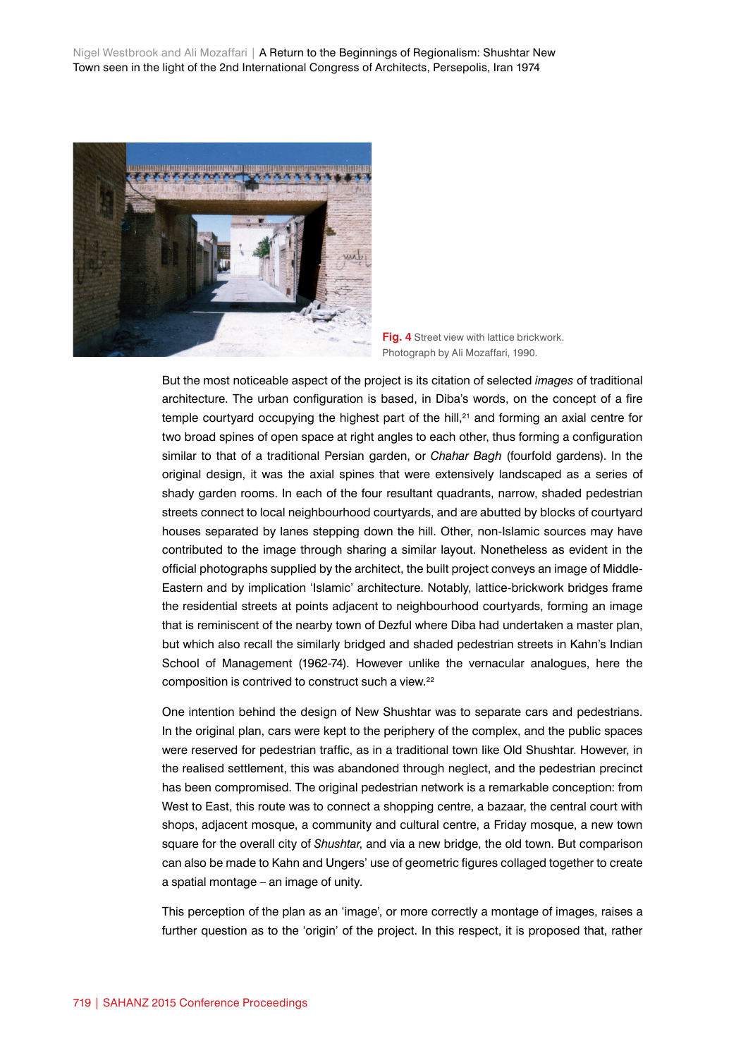**Fig. 4** Street view with lattice brickwork. Photograph by Ali Mozaffari, 1990.

But the most noticeable aspect of the project is its citation of selected *images* of traditional architecture. The urban configuration is based, in Diba's words, on the concept of a fire temple courtyard occupying the highest part of the hill,[21] and forming an axial centre for two broad spines of open space at right angles to each other, thus forming a configuration similar to that of a traditional Persian garden, or *Chahar Bagh* (fourfold gardens). In the original design, it was the axial spines that were extensively landscaped as a series of shady garden rooms. In each of the four resultant quadrants, narrow, shaded pedestrian streets connect to local neighbourhood courtyards, and are abutted by blocks of courtyard houses separated by lanes stepping down the hill. Other, non-Islamic sources may have contributed to the image through sharing a similar layout. Nonetheless as evident in the official photographs supplied by the architect, the built project conveys an image of Middle-Eastern and by implication 'Islamic' architecture. Notably, lattice-brickwork bridges frame the residential streets at points adjacent to neighbourhood courtyards, forming an image that is reminiscent of the nearby town of Dezful where Diba had undertaken a master plan, but which also recall the similarly bridged and shaded pedestrian streets in Kahn's Indian School of Management (1962-74). However unlike the vernacular analogues, here the composition is contrived to construct such a view.[22]

One intention behind the design of New Shushtar was to separate cars and pedestrians. In the original plan, cars were kept to the periphery of the complex, and the public spaces were reserved for pedestrian traffic, as in a traditional town like Old Shushtar. However, in the realised settlement, this was abandoned through neglect, and the pedestrian precinct has been compromised. The original pedestrian network is a remarkable conception: from West to East, this route was to connect a shopping centre, a bazaar, the central court with shops, adjacent mosque, a community and cultural centre, a Friday mosque, a new town square for the overall city of *Shushtar*, and via a new bridge, the old town. But comparison can also be made to Kahn and Ungers' use of geometric figures collaged together to create a spatial montage – an image of unity.

This perception of the plan as an 'image', or more correctly a montage of images, raises a further question as to the 'origin' of the project. In this respect, it is proposed that, rather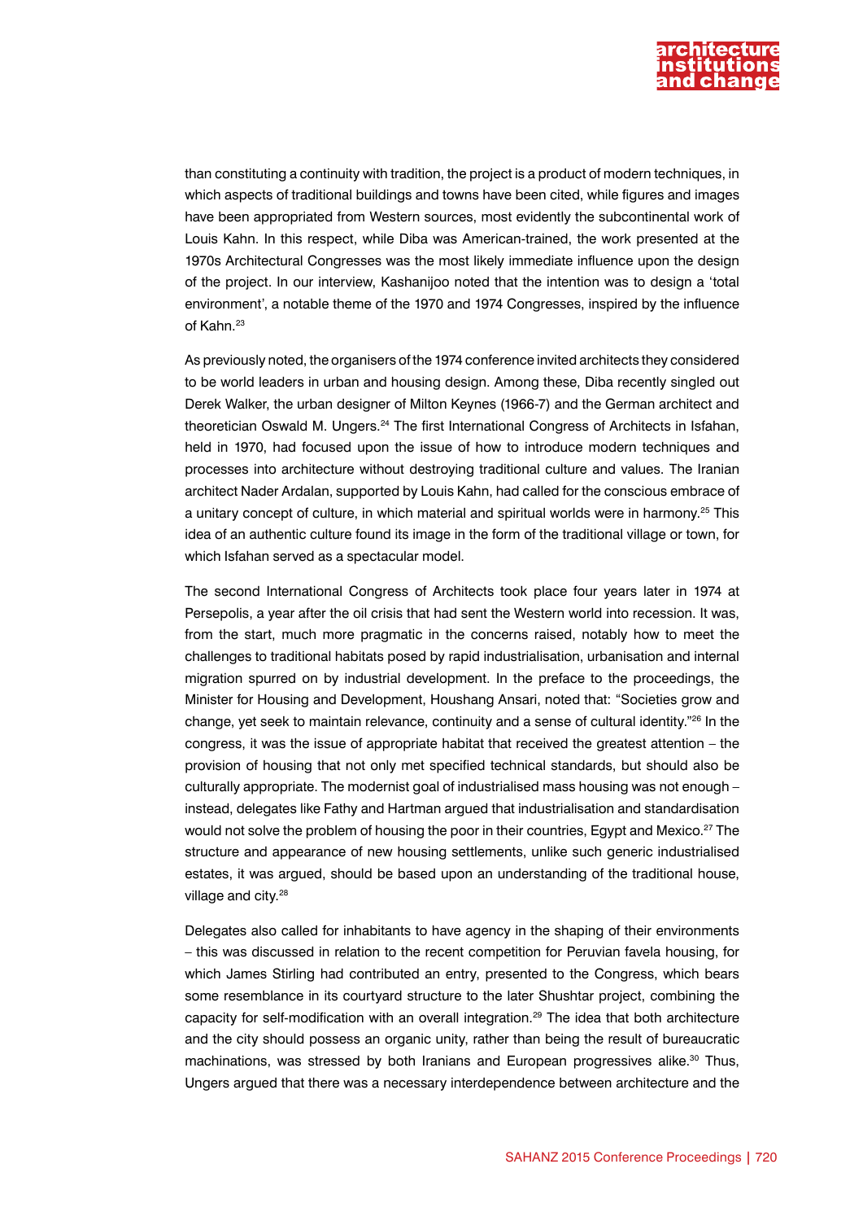than constituting a continuity with tradition, the project is a product of modern techniques, in which aspects of traditional buildings and towns have been cited, while figures and images have been appropriated from Western sources, most evidently the subcontinental work of Louis Kahn. In this respect, while Diba was American-trained, the work presented at the 1970s Architectural Congresses was the most likely immediate influence upon the design of the project. In our interview, Kashanijoo noted that the intention was to design a 'total environment', a notable theme of the 1970 and 1974 Congresses, inspired by the influence of Kahn.[23]

As previously noted, the organisers of the 1974 conference invited architects they considered to be world leaders in urban and housing design. Among these, Diba recently singled out Derek Walker, the urban designer of Milton Keynes (1966-7) and the German architect and theoretician Oswald M. Ungers.[24] The first International Congress of Architects in Isfahan, held in 1970, had focused upon the issue of how to introduce modern techniques and processes into architecture without destroying traditional culture and values. The Iranian architect Nader Ardalan, supported by Louis Kahn, had called for the conscious embrace of a unitary concept of culture, in which material and spiritual worlds were in harmony.[25] This idea of an authentic culture found its image in the form of the traditional village or town, for which Isfahan served as a spectacular model.

The second International Congress of Architects took place four years later in 1974 at Persepolis, a year after the oil crisis that had sent the Western world into recession. It was, from the start, much more pragmatic in the concerns raised, notably how to meet the challenges to traditional habitats posed by rapid industrialisation, urbanisation and internal migration spurred on by industrial development. In the preface to the proceedings, the Minister for Housing and Development, Houshang Ansari, noted that: "Societies grow and change, yet seek to maintain relevance, continuity and a sense of cultural identity."[26] In the congress, it was the issue of appropriate habitat that received the greatest attention – the provision of housing that not only met specified technical standards, but should also be culturally appropriate. The modernist goal of industrialised mass housing was not enough – instead, delegates like Fathy and Hartman argued that industrialisation and standardisation would not solve the problem of housing the poor in their countries, Egypt and Mexico.[27] The structure and appearance of new housing settlements, unlike such generic industrialised estates, it was argued, should be based upon an understanding of the traditional house, village and city.[28]

Delegates also called for inhabitants to have agency in the shaping of their environments – this was discussed in relation to the recent competition for Peruvian favela housing, for which James Stirling had contributed an entry, presented to the Congress, which bears some resemblance in its courtyard structure to the later Shushtar project, combining the capacity for self-modification with an overall integration.[29] The idea that both architecture and the city should possess an organic unity, rather than being the result of bureaucratic machinations, was stressed by both Iranians and European progressives alike.[30] Thus, Ungers argued that there was a necessary interdependence between architecture and the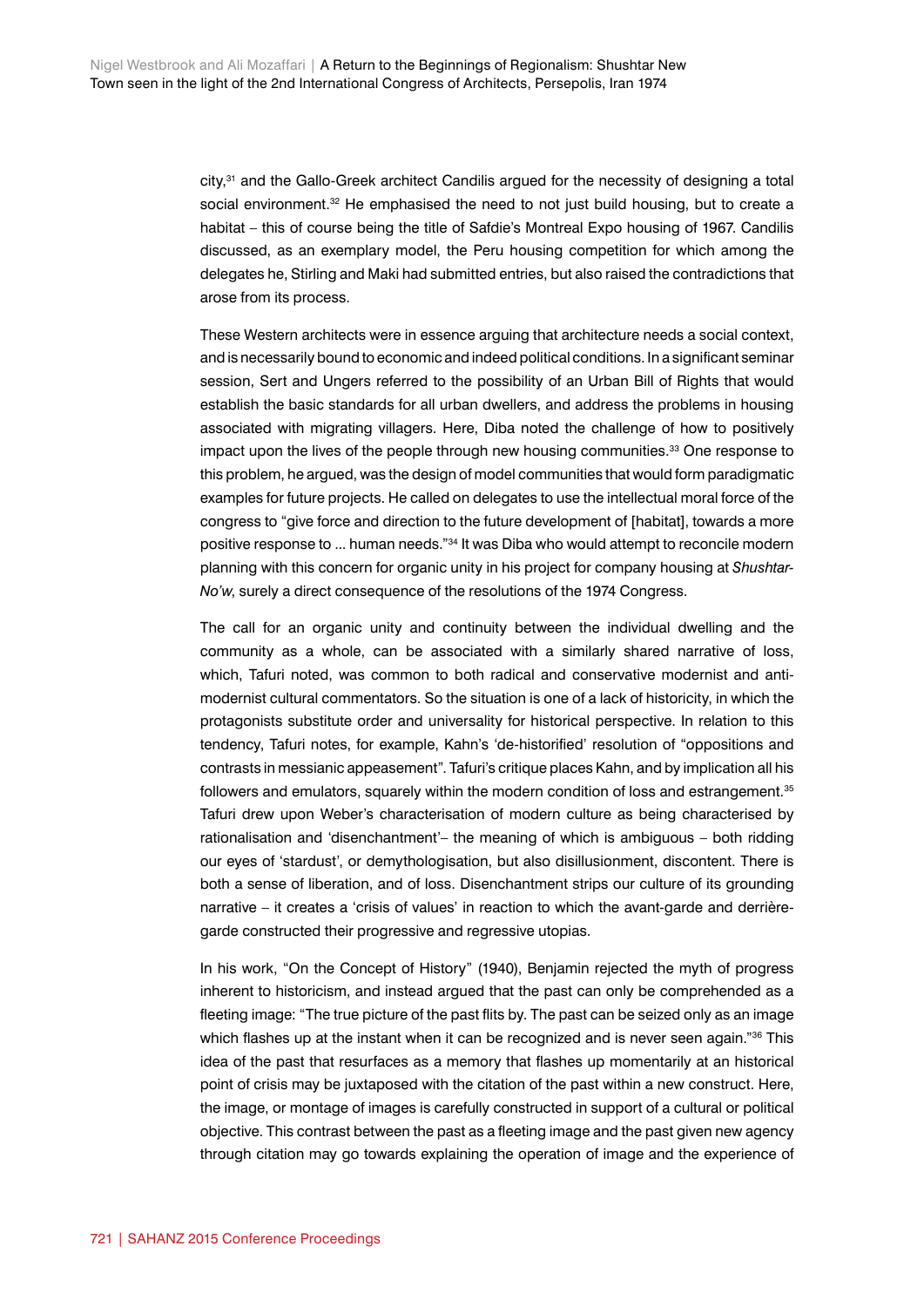city,[31] and the Gallo-Greek architect Candilis argued for the necessity of designing a total social environment.[32] He emphasised the need to not just build housing, but to create a habitat – this of course being the title of Safdie's Montreal Expo housing of 1967. Candilis discussed, as an exemplary model, the Peru housing competition for which among the delegates he, Stirling and Maki had submitted entries, but also raised the contradictions that arose from its process.

These Western architects were in essence arguing that architecture needs a social context, and is necessarily bound to economic and indeed political conditions. In a significant seminar session, Sert and Ungers referred to the possibility of an Urban Bill of Rights that would establish the basic standards for all urban dwellers, and address the problems in housing associated with migrating villagers. Here, Diba noted the challenge of how to positively impact upon the lives of the people through new housing communities.[33] One response to this problem, he argued, was the design of model communities that would form paradigmatic examples for future projects. He called on delegates to use the intellectual moral force of the congress to "give force and direction to the future development of [habitat], towards a more positive response to ... human needs."[34] It was Diba who would attempt to reconcile modern planning with this concern for organic unity in his project for company housing at *Shushtar-No'w*, surely a direct consequence of the resolutions of the 1974 Congress.

The call for an organic unity and continuity between the individual dwelling and the community as a whole, can be associated with a similarly shared narrative of loss, which, Tafuri noted, was common to both radical and conservative modernist and anti-modernist cultural commentators. So the situation is one of a lack of historicity, in which the protagonists substitute order and universality for historical perspective. In relation to this tendency, Tafuri notes, for example, Kahn's 'de-historified' resolution of "oppositions and contrasts in messianic appeasement". Tafuri's critique places Kahn, and by implication all his followers and emulators, squarely within the modern condition of loss and estrangement.[35] Tafuri drew upon Weber's characterisation of modern culture as being characterised by rationalisation and 'disenchantment'– the meaning of which is ambiguous – both ridding our eyes of 'stardust', or demythologisation, but also disillusionment, discontent. There is both a sense of liberation, and of loss. Disenchantment strips our culture of its grounding narrative – it creates a 'crisis of values' in reaction to which the avant-garde and derrière-garde constructed their progressive and regressive utopias.

In his work, "On the Concept of History" (1940), Benjamin rejected the myth of progress inherent to historicism, and instead argued that the past can only be comprehended as a fleeting image: "The true picture of the past flits by. The past can be seized only as an image which flashes up at the instant when it can be recognized and is never seen again."[36] This idea of the past that resurfaces as a memory that flashes up momentarily at an historical point of crisis may be juxtaposed with the citation of the past within a new construct. Here, the image, or montage of images is carefully constructed in support of a cultural or political objective. This contrast between the past as a fleeting image and the past given new agency through citation may go towards explaining the operation of image and the experience of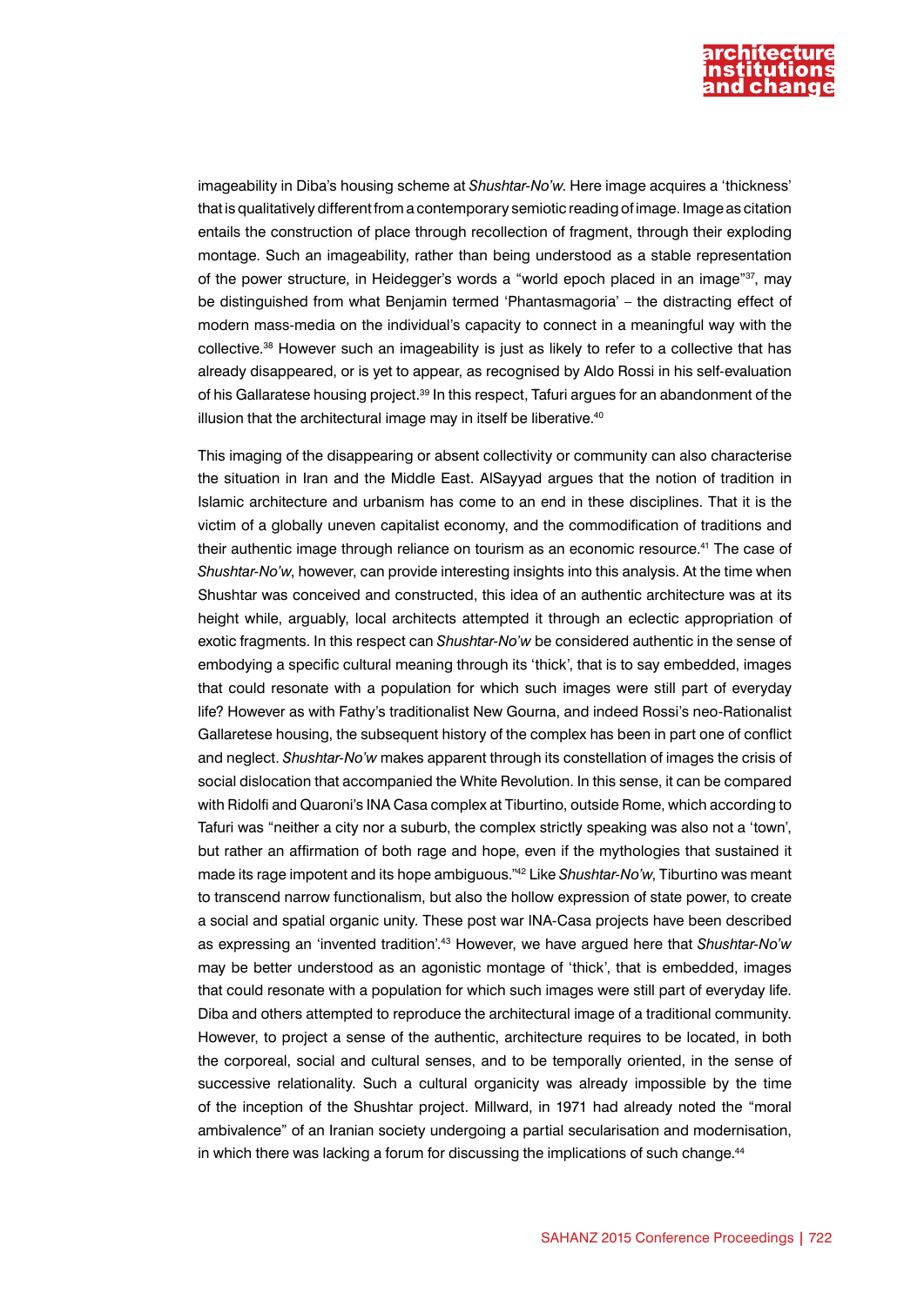imageability in Diba's housing scheme at *Shushtar-No'w*. Here image acquires a 'thickness' that is qualitatively different from a contemporary semiotic reading of image. Image as citation entails the construction of place through recollection of fragment, through their exploding montage. Such an imageability, rather than being understood as a stable representation of the power structure, in Heidegger's words a "world epoch placed in an image"[37], may be distinguished from what Benjamin termed 'Phantasmagoria' – the distracting effect of modern mass-media on the individual's capacity to connect in a meaningful way with the collective.[38] However such an imageability is just as likely to refer to a collective that has already disappeared, or is yet to appear, as recognised by Aldo Rossi in his self-evaluation of his Gallaratese housing project.[39] In this respect, Tafuri argues for an abandonment of the illusion that the architectural image may in itself be liberative.[40]

This imaging of the disappearing or absent collectivity or community can also characterise the situation in Iran and the Middle East. AlSayyad argues that the notion of tradition in Islamic architecture and urbanism has come to an end in these disciplines. That it is the victim of a globally uneven capitalist economy, and the commodification of traditions and their authentic image through reliance on tourism as an economic resource.[41] The case of *Shushtar-No'w*, however, can provide interesting insights into this analysis. At the time when Shushtar was conceived and constructed, this idea of an authentic architecture was at its height while, arguably, local architects attempted it through an eclectic appropriation of exotic fragments. In this respect can *Shushtar-No'w* be considered authentic in the sense of embodying a specific cultural meaning through its 'thick', that is to say embedded, images that could resonate with a population for which such images were still part of everyday life? However as with Fathy's traditionalist New Gourna, and indeed Rossi's neo-Rationalist Gallaretese housing, the subsequent history of the complex has been in part one of conflict and neglect. *Shushtar-No'w* makes apparent through its constellation of images the crisis of social dislocation that accompanied the White Revolution. In this sense, it can be compared with Ridolfi and Quaroni's INA Casa complex at Tiburtino, outside Rome, which according to Tafuri was "neither a city nor a suburb, the complex strictly speaking was also not a 'town', but rather an affirmation of both rage and hope, even if the mythologies that sustained it made its rage impotent and its hope ambiguous."[42] Like *Shushtar-No'w*, Tiburtino was meant to transcend narrow functionalism, but also the hollow expression of state power, to create a social and spatial organic unity. These post war INA-Casa projects have been described as expressing an 'invented tradition'.[43] However, we have argued here that *Shushtar-No'w* may be better understood as an agonistic montage of 'thick', that is embedded, images that could resonate with a population for which such images were still part of everyday life. Diba and others attempted to reproduce the architectural image of a traditional community. However, to project a sense of the authentic, architecture requires to be located, in both the corporeal, social and cultural senses, and to be temporally oriented, in the sense of successive relationality. Such a cultural organicity was already impossible by the time of the inception of the Shushtar project. Millward, in 1971 had already noted the "moral ambivalence" of an Iranian society undergoing a partial secularisation and modernisation, in which there was lacking a forum for discussing the implications of such change.[44]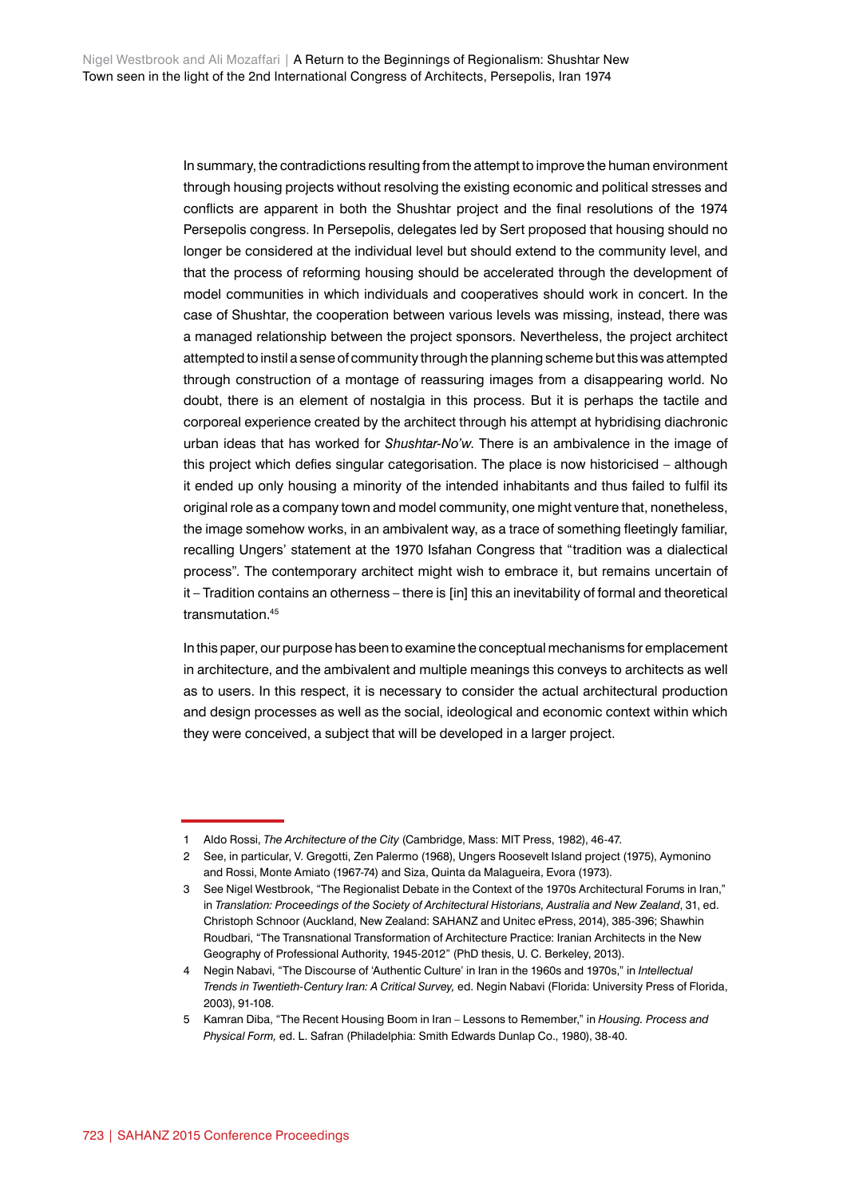In summary, the contradictions resulting from the attempt to improve the human environment through housing projects without resolving the existing economic and political stresses and conflicts are apparent in both the Shushtar project and the final resolutions of the 1974 Persepolis congress. In Persepolis, delegates led by Sert proposed that housing should no longer be considered at the individual level but should extend to the community level, and that the process of reforming housing should be accelerated through the development of model communities in which individuals and cooperatives should work in concert. In the case of Shushtar, the cooperation between various levels was missing, instead, there was a managed relationship between the project sponsors. Nevertheless, the project architect attempted to instil a sense of community through the planning scheme but this was attempted through construction of a montage of reassuring images from a disappearing world. No doubt, there is an element of nostalgia in this process. But it is perhaps the tactile and corporeal experience created by the architect through his attempt at hybridising diachronic urban ideas that has worked for *Shushtar-No'w*. There is an ambivalence in the image of this project which defies singular categorisation. The place is now historicised – although it ended up only housing a minority of the intended inhabitants and thus failed to fulfil its original role as a company town and model community, one might venture that, nonetheless, the image somehow works, in an ambivalent way, as a trace of something fleetingly familiar, recalling Ungers' statement at the 1970 Isfahan Congress that "tradition was a dialectical process". The contemporary architect might wish to embrace it, but remains uncertain of it – Tradition contains an otherness – there is [in] this an inevitability of formal and theoretical transmutation.[45]

In this paper, our purpose has been to examine the conceptual mechanisms for emplacement in architecture, and the ambivalent and multiple meanings this conveys to architects as well as to users. In this respect, it is necessary to consider the actual architectural production and design processes as well as the social, ideological and economic context within which they were conceived, a subject that will be developed in a larger project.

---

1 Aldo Rossi, *The Architecture of the City* (Cambridge, Mass: MIT Press, 1982), 46-47.

2 See, in particular, V. Gregotti, Zen Palermo (1968), Ungers Roosevelt Island project (1975), Aymonino and Rossi, Monte Amiato (1967-74) and Siza, Quinta da Malagueira, Evora (1973).

3 See Nigel Westbrook, "The Regionalist Debate in the Context of the 1970s Architectural Forums in Iran," in *Translation: Proceedings of the Society of Architectural Historians, Australia and New Zealand*, 31, ed. Christoph Schnoor (Auckland, New Zealand: SAHANZ and Unitec ePress, 2014), 385-396; Shawhin Roudbari, "The Transnational Transformation of Architecture Practice: Iranian Architects in the New Geography of Professional Authority, 1945-2012" (PhD thesis, U. C. Berkeley, 2013).

4 Negin Nabavi, "The Discourse of 'Authentic Culture' in Iran in the 1960s and 1970s," in *Intellectual Trends in Twentieth-Century Iran: A Critical Survey,* ed. Negin Nabavi (Florida: University Press of Florida, 2003), 91-108.

5 Kamran Diba, "The Recent Housing Boom in Iran – Lessons to Remember," in *Housing. Process and Physical Form,* ed. L. Safran (Philadelphia: Smith Edwards Dunlap Co., 1980), 38-40.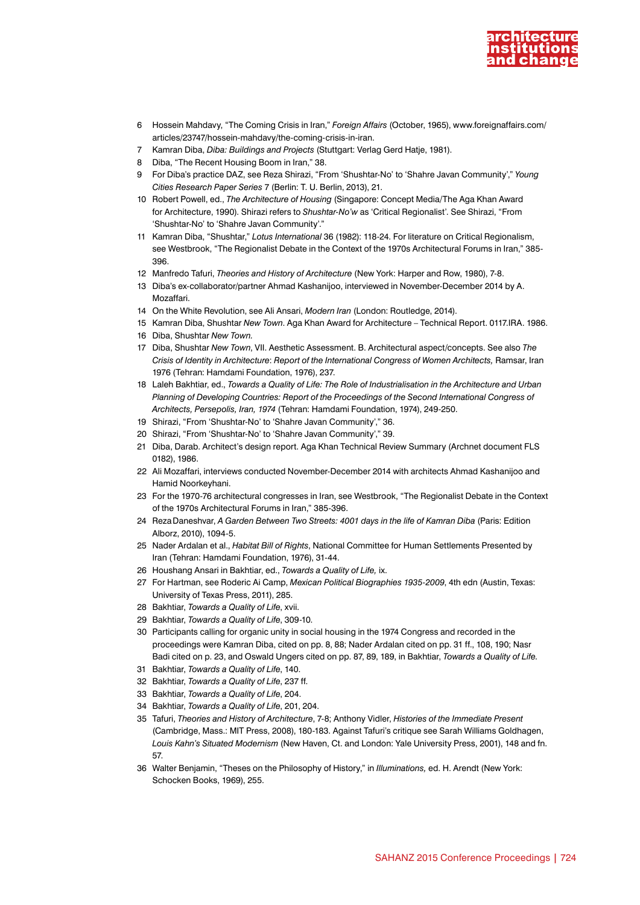6 Hossein Mahdavy, "The Coming Crisis in Iran," *Foreign Affairs* (October, 1965), www.foreignaffairs.com/articles/23747/hossein-mahdavy/the-coming-crisis-in-iran.

7 Kamran Diba, *Diba: Buildings and Projects* (Stuttgart: Verlag Gerd Hatje, 1981).

8 Diba, "The Recent Housing Boom in Iran," 38.

9 For Diba's practice DAZ, see Reza Shirazi, "From 'Shushtar-No' to 'Shahre Javan Community'," *Young Cities Research Paper Series* 7 (Berlin: T. U. Berlin, 2013), 21.

10 Robert Powell, ed., *The Architecture of Housing* (Singapore: Concept Media/The Aga Khan Award for Architecture, 1990). Shirazi refers to *Shushtar-No'w* as 'Critical Regionalist'. See Shirazi, "From 'Shushtar-No' to 'Shahre Javan Community'."

11 Kamran Diba, "Shushtar," *Lotus International* 36 (1982): 118-24. For literature on Critical Regionalism, see Westbrook, "The Regionalist Debate in the Context of the 1970s Architectural Forums in Iran," 385-396.

12 Manfredo Tafuri, *Theories and History of Architecture* (New York: Harper and Row, 1980), 7-8.

13 Diba's ex-collaborator/partner Ahmad Kashanijoo, interviewed in November-December 2014 by A. Mozaffari.

14 On the White Revolution, see Ali Ansari, *Modern Iran* (London: Routledge, 2014).

15 Kamran Diba, Shushtar *New Town*. Aga Khan Award for Architecture – Technical Report. 0117.IRA. 1986.

16 Diba, Shushtar *New Town*.

17 Diba, Shushtar *New Town*, VII. Aesthetic Assessment. B. Architectural aspect/concepts. See also *The Crisis of Identity in Architecture*: *Report of the International Congress of Women Architects,* Ramsar, Iran 1976 (Tehran: Hamdami Foundation, 1976), 237.

18 Laleh Bakhtiar, ed., *Towards a Quality of Life: The Role of Industrialisation in the Architecture and Urban Planning of Developing Countries: Report of the Proceedings of the Second International Congress of Architects, Persepolis, Iran, 1974* (Tehran: Hamdami Foundation, 1974), 249-250.

19 Shirazi, "From 'Shushtar-No' to 'Shahre Javan Community'," 36.

20 Shirazi, "From 'Shushtar-No' to 'Shahre Javan Community'," 39.

21 Diba, Darab. Architect's design report. Aga Khan Technical Review Summary (Archnet document FLS 0182), 1986.

22 Ali Mozaffari, interviews conducted November-December 2014 with architects Ahmad Kashanijoo and Hamid Noorkeyhani.

23 For the 1970-76 architectural congresses in Iran, see Westbrook, "The Regionalist Debate in the Context of the 1970s Architectural Forums in Iran," 385-396.

24 Reza Daneshvar, *A Garden Between Two Streets: 4001 days in the life of Kamran Diba* (Paris: Edition Alborz, 2010), 1094-5.

25 Nader Ardalan et al., *Habitat Bill of Rights*, National Committee for Human Settlements Presented by Iran (Tehran: Hamdami Foundation, 1976), 31-44.

26 Houshang Ansari in Bakhtiar, ed., *Towards a Quality of Life,* ix.

27 For Hartman, see Roderic Ai Camp, *Mexican Political Biographies 1935-2009*, 4th edn (Austin, Texas: University of Texas Press, 2011), 285.

28 Bakhtiar, *Towards a Quality of Life*, xvii.

29 Bakhtiar, *Towards a Quality of Life*, 309-10.

30 Participants calling for organic unity in social housing in the 1974 Congress and recorded in the proceedings were Kamran Diba, cited on pp. 8, 88; Nader Ardalan cited on pp. 31 ff., 108, 190; Nasr Badi cited on p. 23, and Oswald Ungers cited on pp. 87, 89, 189, in Bakhtiar, *Towards a Quality of Life*.

31 Bakhtiar, *Towards a Quality of Life*, 140.

32 Bakhtiar, *Towards a Quality of Life*, 237 ff.

33 Bakhtiar, *Towards a Quality of Life*, 204.

34 Bakhtiar, *Towards a Quality of Life*, 201, 204.

35 Tafuri, *Theories and History of Architecture*, 7-8; Anthony Vidler, *Histories of the Immediate Present* (Cambridge, Mass.: MIT Press, 2008), 180-183. Against Tafuri's critique see Sarah Williams Goldhagen, *Louis Kahn's Situated Modernism* (New Haven, Ct. and London: Yale University Press, 2001), 148 and fn. 57.

36 Walter Benjamin, "Theses on the Philosophy of History," in *Illuminations,* ed. H. Arendt (New York: Schocken Books, 1969), 255.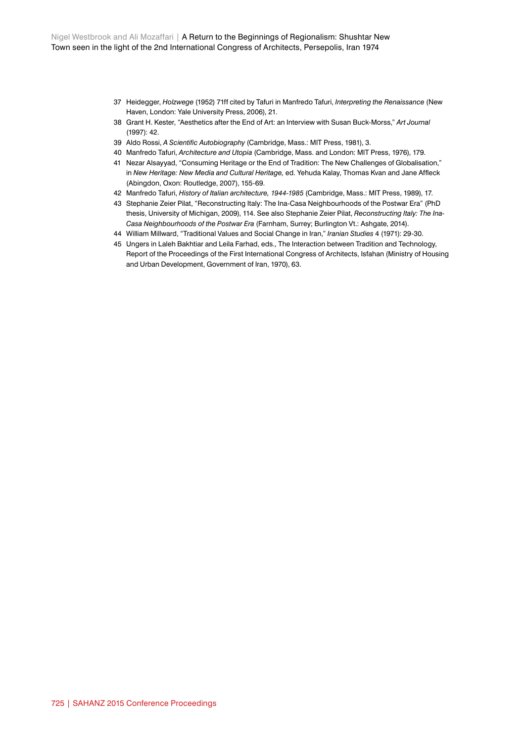37 Heidegger, *Holzwege* (1952) 71ff cited by Tafuri in Manfredo Tafuri, *Interpreting the Renaissance* (New Haven, London: Yale University Press, 2006), 21.

38 Grant H. Kester, "Aesthetics after the End of Art: an Interview with Susan Buck-Morss," *Art Journal* (1997): 42.

39 Aldo Rossi, *A Scientific Autobiography* (Cambridge, Mass.: MIT Press, 1981), 3.

40 Manfredo Tafuri, *Architecture and Utopia* (Cambridge, Mass. and London: MIT Press, 1976), 179.

41 Nezar Alsayyad, "Consuming Heritage or the End of Tradition: The New Challenges of Globalisation," in *New Heritage: New Media and Cultural Heritage,* ed. Yehuda Kalay, Thomas Kvan and Jane Affleck (Abingdon, Oxon: Routledge, 2007), 155-69.

42 Manfredo Tafuri, *History of Italian architecture, 1944-1985* (Cambridge, Mass.: MIT Press, 1989), 17.

43 Stephanie Zeier Pilat, "Reconstructing Italy: The Ina-Casa Neighbourhoods of the Postwar Era" (PhD thesis, University of Michigan, 2009), 114. See also Stephanie Zeier Pilat, *Reconstructing Italy: The Ina-Casa Neighbourhoods of the Postwar Era* (Farnham, Surrey; Burlington Vt.: Ashgate, 2014).

44 William Millward, "Traditional Values and Social Change in Iran," *Iranian Studies* 4 (1971): 29-30.

45 Ungers in Laleh Bakhtiar and Leila Farhad, eds., The Interaction between Tradition and Technology, Report of the Proceedings of the First International Congress of Architects, Isfahan (Ministry of Housing and Urban Development, Government of Iran, 1970), 63.